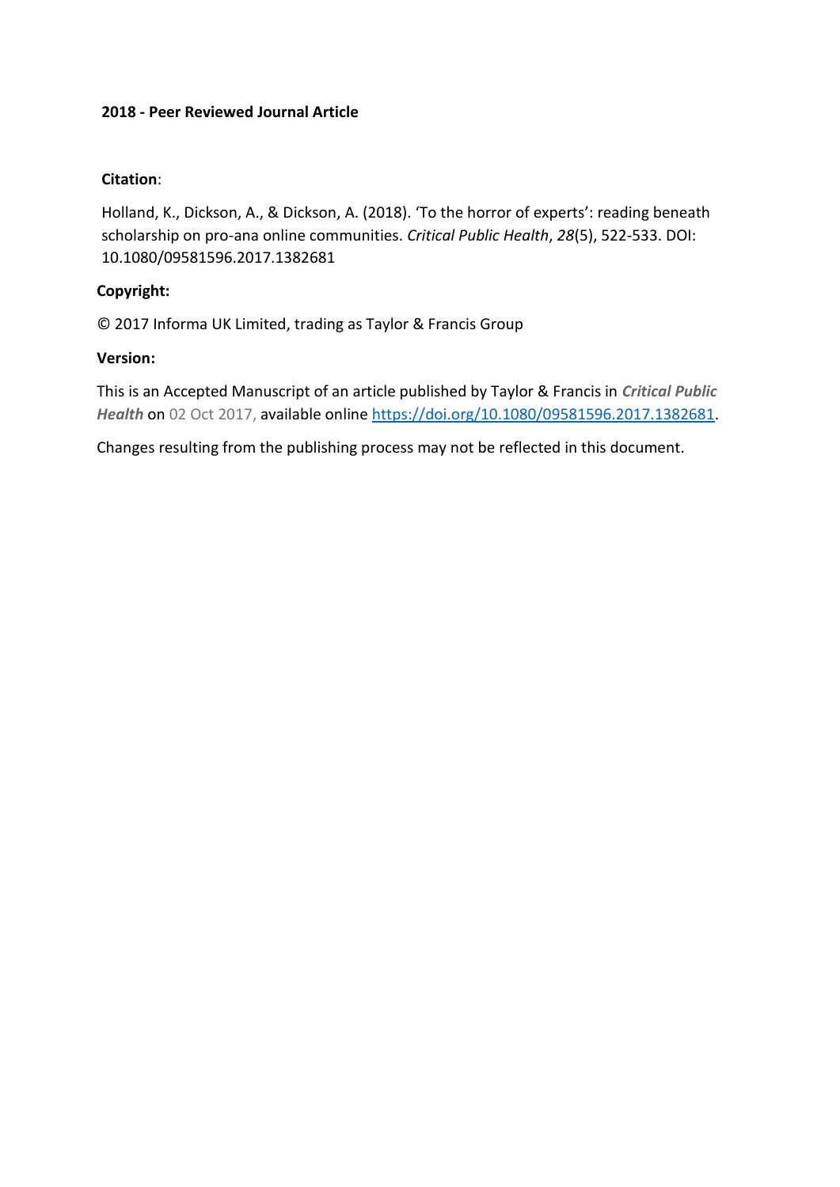**2018 - Peer Reviewed Journal Article**

**Citation**:

Holland, K., Dickson, A., & Dickson, A. (2018). 'To the horror of experts': reading beneath scholarship on pro-ana online communities. *Critical Public Health*, *28*(5), 522-533. DOI: 10.1080/09581596.2017.1382681

**Copyright:**

© 2017 Informa UK Limited, trading as Taylor & Francis Group

**Version:**

This is an Accepted Manuscript of an article published by Taylor & Francis in ***Critical Public Health*** on 02 Oct 2017, available online https://doi.org/10.1080/09581596.2017.1382681.

Changes resulting from the publishing process may not be reflected in this document.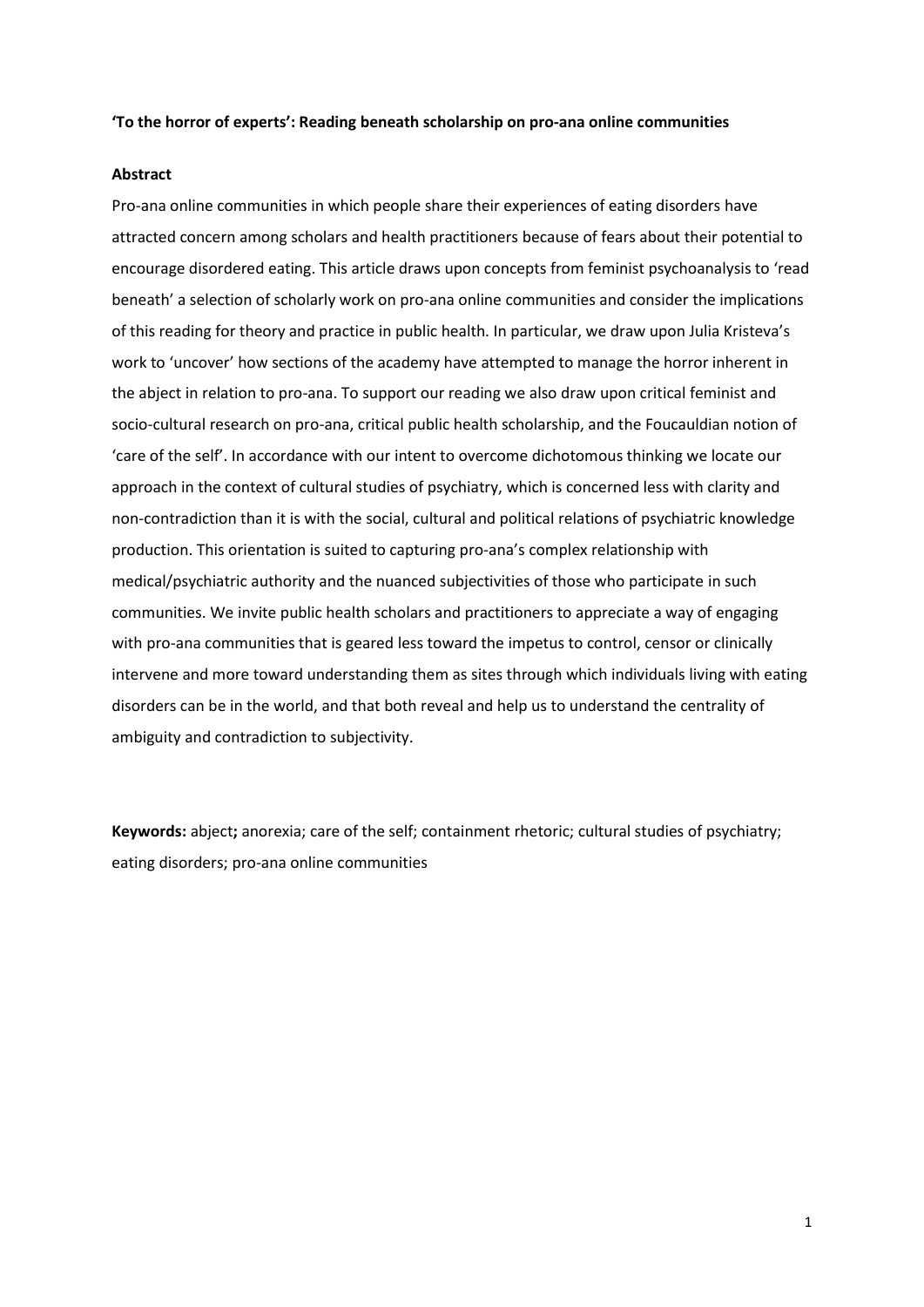**'To the horror of experts': Reading beneath scholarship on pro-ana online communities**

**Abstract**

Pro-ana online communities in which people share their experiences of eating disorders have attracted concern among scholars and health practitioners because of fears about their potential to encourage disordered eating. This article draws upon concepts from feminist psychoanalysis to 'read beneath' a selection of scholarly work on pro-ana online communities and consider the implications of this reading for theory and practice in public health. In particular, we draw upon Julia Kristeva's work to 'uncover' how sections of the academy have attempted to manage the horror inherent in the abject in relation to pro-ana. To support our reading we also draw upon critical feminist and socio-cultural research on pro-ana, critical public health scholarship, and the Foucauldian notion of 'care of the self'. In accordance with our intent to overcome dichotomous thinking we locate our approach in the context of cultural studies of psychiatry, which is concerned less with clarity and non-contradiction than it is with the social, cultural and political relations of psychiatric knowledge production. This orientation is suited to capturing pro-ana's complex relationship with medical/psychiatric authority and the nuanced subjectivities of those who participate in such communities. We invite public health scholars and practitioners to appreciate a way of engaging with pro-ana communities that is geared less toward the impetus to control, censor or clinically intervene and more toward understanding them as sites through which individuals living with eating disorders can be in the world, and that both reveal and help us to understand the centrality of ambiguity and contradiction to subjectivity.

**Keywords:** abject**;** anorexia; care of the self; containment rhetoric; cultural studies of psychiatry; eating disorders; pro-ana online communities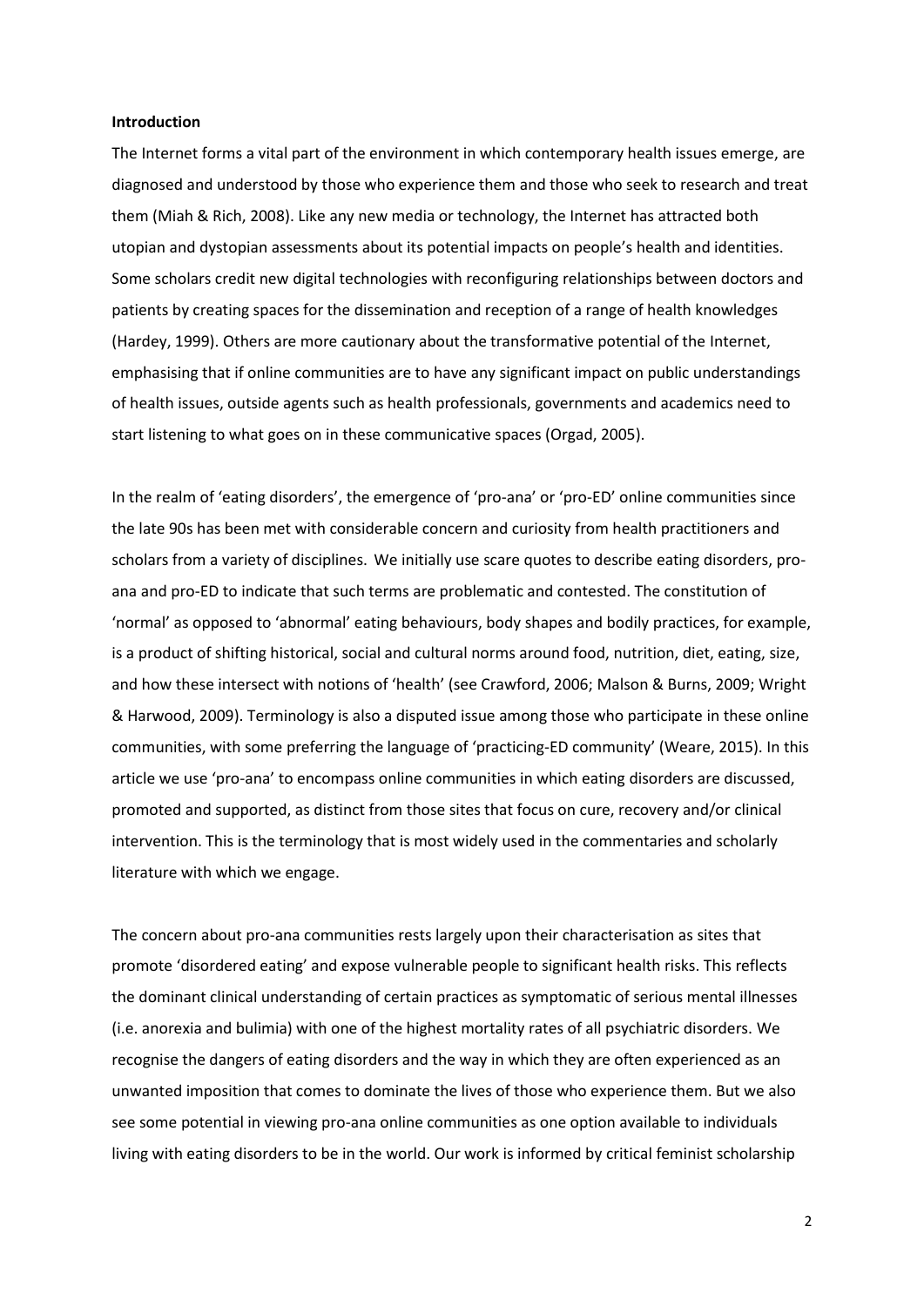**Introduction**

The Internet forms a vital part of the environment in which contemporary health issues emerge, are diagnosed and understood by those who experience them and those who seek to research and treat them (Miah & Rich, 2008). Like any new media or technology, the Internet has attracted both utopian and dystopian assessments about its potential impacts on people's health and identities. Some scholars credit new digital technologies with reconfiguring relationships between doctors and patients by creating spaces for the dissemination and reception of a range of health knowledges (Hardey, 1999). Others are more cautionary about the transformative potential of the Internet, emphasising that if online communities are to have any significant impact on public understandings of health issues, outside agents such as health professionals, governments and academics need to start listening to what goes on in these communicative spaces (Orgad, 2005).

In the realm of 'eating disorders', the emergence of 'pro-ana' or 'pro-ED' online communities since the late 90s has been met with considerable concern and curiosity from health practitioners and scholars from a variety of disciplines. We initially use scare quotes to describe eating disorders, pro-ana and pro-ED to indicate that such terms are problematic and contested. The constitution of 'normal' as opposed to 'abnormal' eating behaviours, body shapes and bodily practices, for example, is a product of shifting historical, social and cultural norms around food, nutrition, diet, eating, size, and how these intersect with notions of 'health' (see Crawford, 2006; Malson & Burns, 2009; Wright & Harwood, 2009). Terminology is also a disputed issue among those who participate in these online communities, with some preferring the language of 'practicing-ED community' (Weare, 2015). In this article we use 'pro-ana' to encompass online communities in which eating disorders are discussed, promoted and supported, as distinct from those sites that focus on cure, recovery and/or clinical intervention. This is the terminology that is most widely used in the commentaries and scholarly literature with which we engage.

The concern about pro-ana communities rests largely upon their characterisation as sites that promote 'disordered eating' and expose vulnerable people to significant health risks. This reflects the dominant clinical understanding of certain practices as symptomatic of serious mental illnesses (i.e. anorexia and bulimia) with one of the highest mortality rates of all psychiatric disorders. We recognise the dangers of eating disorders and the way in which they are often experienced as an unwanted imposition that comes to dominate the lives of those who experience them. But we also see some potential in viewing pro-ana online communities as one option available to individuals living with eating disorders to be in the world. Our work is informed by critical feminist scholarship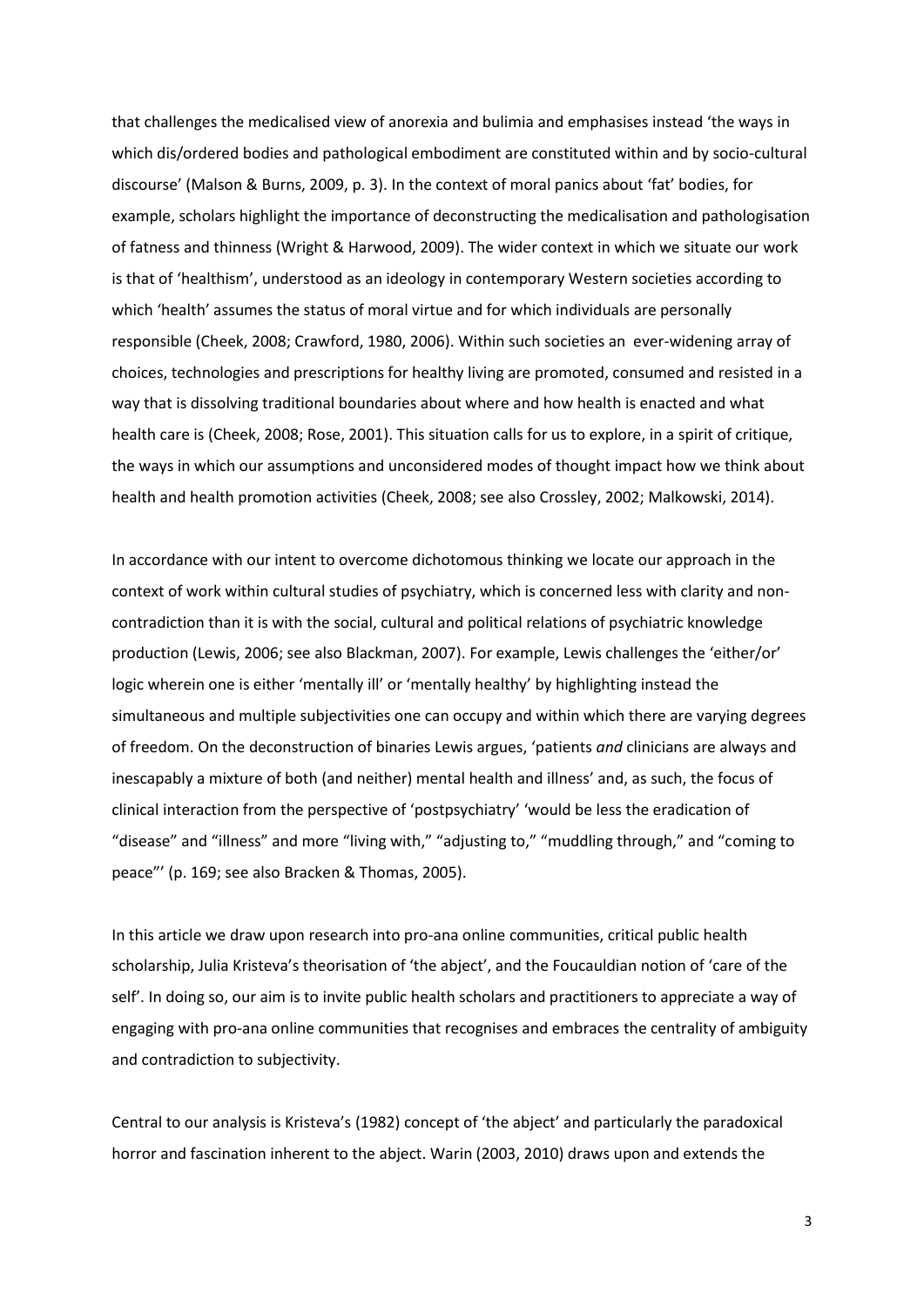that challenges the medicalised view of anorexia and bulimia and emphasises instead 'the ways in which dis/ordered bodies and pathological embodiment are constituted within and by socio-cultural discourse' (Malson & Burns, 2009, p. 3). In the context of moral panics about 'fat' bodies, for example, scholars highlight the importance of deconstructing the medicalisation and pathologisation of fatness and thinness (Wright & Harwood, 2009). The wider context in which we situate our work is that of 'healthism', understood as an ideology in contemporary Western societies according to which 'health' assumes the status of moral virtue and for which individuals are personally responsible (Cheek, 2008; Crawford, 1980, 2006). Within such societies an ever-widening array of choices, technologies and prescriptions for healthy living are promoted, consumed and resisted in a way that is dissolving traditional boundaries about where and how health is enacted and what health care is (Cheek, 2008; Rose, 2001). This situation calls for us to explore, in a spirit of critique, the ways in which our assumptions and unconsidered modes of thought impact how we think about health and health promotion activities (Cheek, 2008; see also Crossley, 2002; Malkowski, 2014).

In accordance with our intent to overcome dichotomous thinking we locate our approach in the context of work within cultural studies of psychiatry, which is concerned less with clarity and non-contradiction than it is with the social, cultural and political relations of psychiatric knowledge production (Lewis, 2006; see also Blackman, 2007). For example, Lewis challenges the 'either/or' logic wherein one is either 'mentally ill' or 'mentally healthy' by highlighting instead the simultaneous and multiple subjectivities one can occupy and within which there are varying degrees of freedom. On the deconstruction of binaries Lewis argues, 'patients *and* clinicians are always and inescapably a mixture of both (and neither) mental health and illness' and, as such, the focus of clinical interaction from the perspective of 'postpsychiatry' 'would be less the eradication of "disease" and "illness" and more "living with," "adjusting to," "muddling through," and "coming to peace"' (p. 169; see also Bracken & Thomas, 2005).

In this article we draw upon research into pro-ana online communities, critical public health scholarship, Julia Kristeva's theorisation of 'the abject', and the Foucauldian notion of 'care of the self'. In doing so, our aim is to invite public health scholars and practitioners to appreciate a way of engaging with pro-ana online communities that recognises and embraces the centrality of ambiguity and contradiction to subjectivity.

Central to our analysis is Kristeva's (1982) concept of 'the abject' and particularly the paradoxical horror and fascination inherent to the abject. Warin (2003, 2010) draws upon and extends the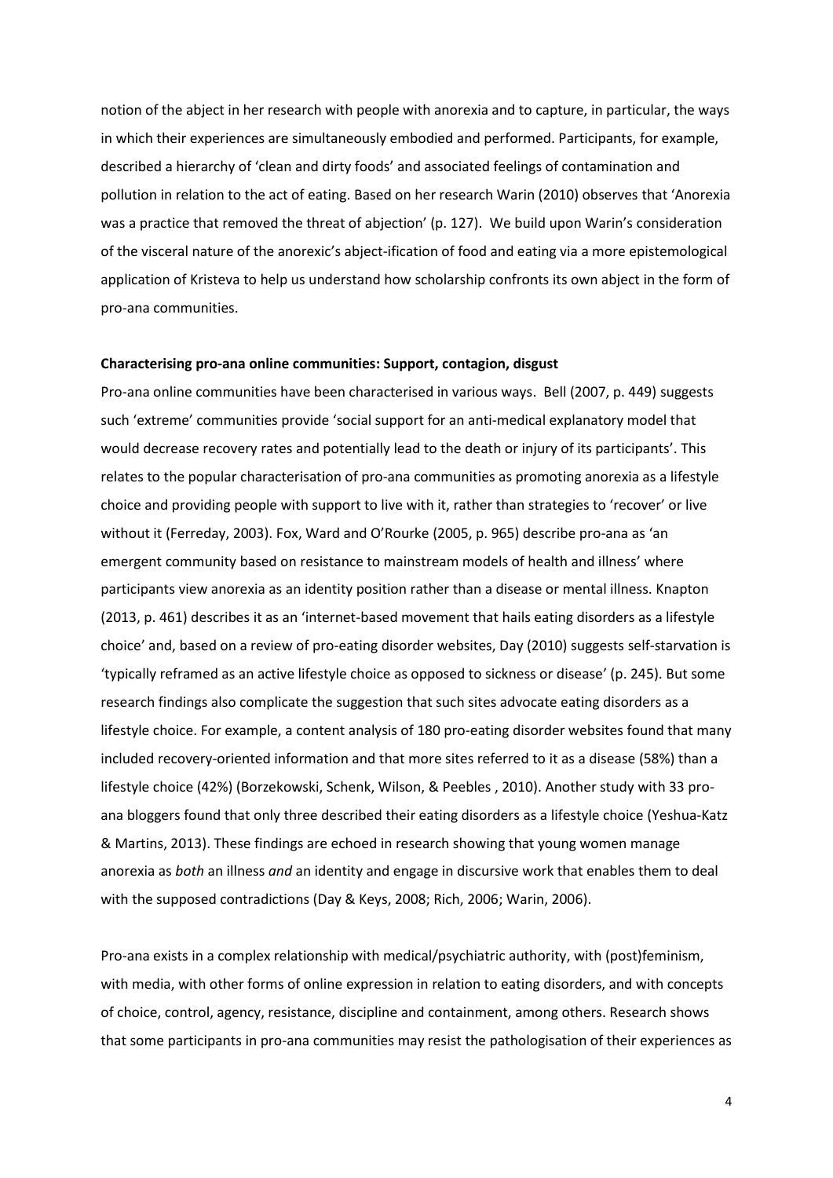notion of the abject in her research with people with anorexia and to capture, in particular, the ways in which their experiences are simultaneously embodied and performed. Participants, for example, described a hierarchy of 'clean and dirty foods' and associated feelings of contamination and pollution in relation to the act of eating. Based on her research Warin (2010) observes that 'Anorexia was a practice that removed the threat of abjection' (p. 127). We build upon Warin's consideration of the visceral nature of the anorexic's abject-ification of food and eating via a more epistemological application of Kristeva to help us understand how scholarship confronts its own abject in the form of pro-ana communities.

**Characterising pro-ana online communities: Support, contagion, disgust**

Pro-ana online communities have been characterised in various ways. Bell (2007, p. 449) suggests such 'extreme' communities provide 'social support for an anti-medical explanatory model that would decrease recovery rates and potentially lead to the death or injury of its participants'. This relates to the popular characterisation of pro-ana communities as promoting anorexia as a lifestyle choice and providing people with support to live with it, rather than strategies to 'recover' or live without it (Ferreday, 2003). Fox, Ward and O'Rourke (2005, p. 965) describe pro-ana as 'an emergent community based on resistance to mainstream models of health and illness' where participants view anorexia as an identity position rather than a disease or mental illness. Knapton (2013, p. 461) describes it as an 'internet-based movement that hails eating disorders as a lifestyle choice' and, based on a review of pro-eating disorder websites, Day (2010) suggests self-starvation is 'typically reframed as an active lifestyle choice as opposed to sickness or disease' (p. 245). But some research findings also complicate the suggestion that such sites advocate eating disorders as a lifestyle choice. For example, a content analysis of 180 pro-eating disorder websites found that many included recovery-oriented information and that more sites referred to it as a disease (58%) than a lifestyle choice (42%) (Borzekowski, Schenk, Wilson, & Peebles , 2010). Another study with 33 pro-ana bloggers found that only three described their eating disorders as a lifestyle choice (Yeshua-Katz & Martins, 2013). These findings are echoed in research showing that young women manage anorexia as *both* an illness *and* an identity and engage in discursive work that enables them to deal with the supposed contradictions (Day & Keys, 2008; Rich, 2006; Warin, 2006).

Pro-ana exists in a complex relationship with medical/psychiatric authority, with (post)feminism, with media, with other forms of online expression in relation to eating disorders, and with concepts of choice, control, agency, resistance, discipline and containment, among others. Research shows that some participants in pro-ana communities may resist the pathologisation of their experiences as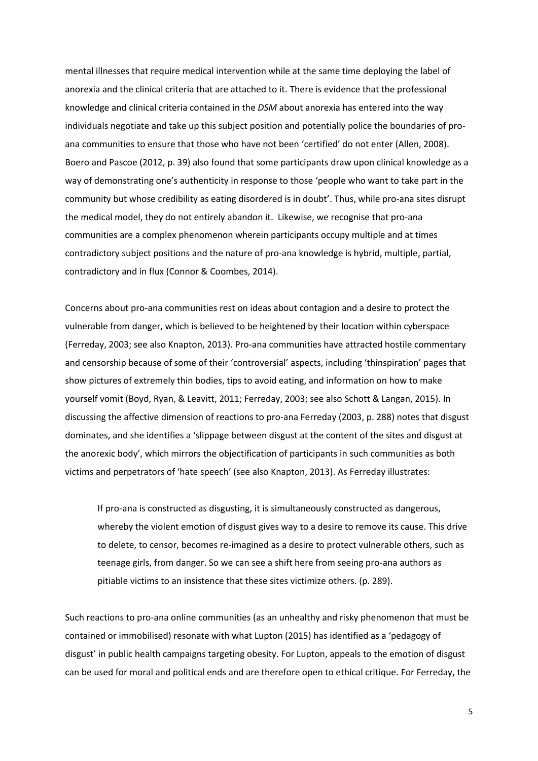mental illnesses that require medical intervention while at the same time deploying the label of anorexia and the clinical criteria that are attached to it. There is evidence that the professional knowledge and clinical criteria contained in the *DSM* about anorexia has entered into the way individuals negotiate and take up this subject position and potentially police the boundaries of pro-ana communities to ensure that those who have not been 'certified' do not enter (Allen, 2008). Boero and Pascoe (2012, p. 39) also found that some participants draw upon clinical knowledge as a way of demonstrating one's authenticity in response to those 'people who want to take part in the community but whose credibility as eating disordered is in doubt'. Thus, while pro-ana sites disrupt the medical model, they do not entirely abandon it. Likewise, we recognise that pro-ana communities are a complex phenomenon wherein participants occupy multiple and at times contradictory subject positions and the nature of pro-ana knowledge is hybrid, multiple, partial, contradictory and in flux (Connor & Coombes, 2014).

Concerns about pro-ana communities rest on ideas about contagion and a desire to protect the vulnerable from danger, which is believed to be heightened by their location within cyberspace (Ferreday, 2003; see also Knapton, 2013). Pro-ana communities have attracted hostile commentary and censorship because of some of their 'controversial' aspects, including 'thinspiration' pages that show pictures of extremely thin bodies, tips to avoid eating, and information on how to make yourself vomit (Boyd, Ryan, & Leavitt, 2011; Ferreday, 2003; see also Schott & Langan, 2015). In discussing the affective dimension of reactions to pro-ana Ferreday (2003, p. 288) notes that disgust dominates, and she identifies a 'slippage between disgust at the content of the sites and disgust at the anorexic body', which mirrors the objectification of participants in such communities as both victims and perpetrators of 'hate speech' (see also Knapton, 2013). As Ferreday illustrates:

> If pro-ana is constructed as disgusting, it is simultaneously constructed as dangerous, whereby the violent emotion of disgust gives way to a desire to remove its cause. This drive to delete, to censor, becomes re-imagined as a desire to protect vulnerable others, such as teenage girls, from danger. So we can see a shift here from seeing pro-ana authors as pitiable victims to an insistence that these sites victimize others. (p. 289).

Such reactions to pro-ana online communities (as an unhealthy and risky phenomenon that must be contained or immobilised) resonate with what Lupton (2015) has identified as a 'pedagogy of disgust' in public health campaigns targeting obesity. For Lupton, appeals to the emotion of disgust can be used for moral and political ends and are therefore open to ethical critique. For Ferreday, the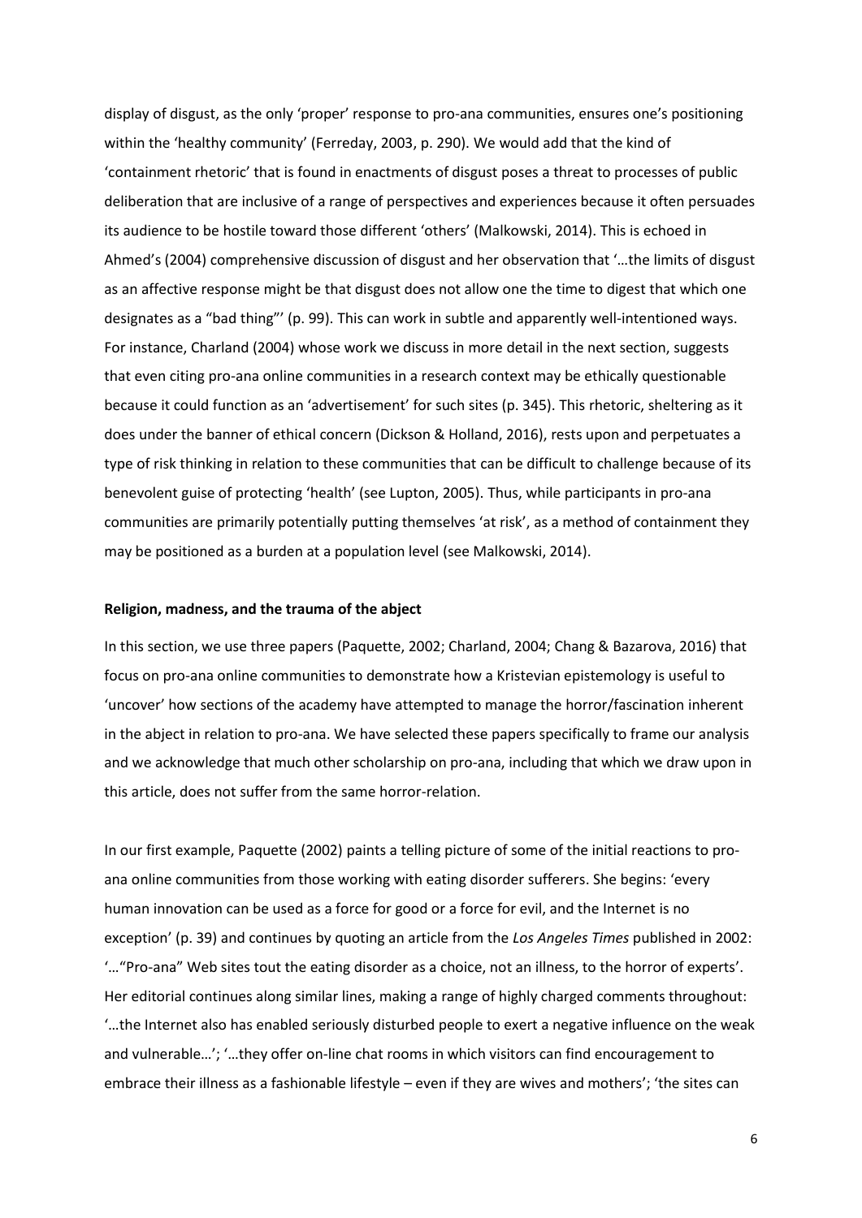display of disgust, as the only 'proper' response to pro-ana communities, ensures one's positioning within the 'healthy community' (Ferreday, 2003, p. 290). We would add that the kind of 'containment rhetoric' that is found in enactments of disgust poses a threat to processes of public deliberation that are inclusive of a range of perspectives and experiences because it often persuades its audience to be hostile toward those different 'others' (Malkowski, 2014). This is echoed in Ahmed's (2004) comprehensive discussion of disgust and her observation that '…the limits of disgust as an affective response might be that disgust does not allow one the time to digest that which one designates as a "bad thing"' (p. 99). This can work in subtle and apparently well-intentioned ways. For instance, Charland (2004) whose work we discuss in more detail in the next section, suggests that even citing pro-ana online communities in a research context may be ethically questionable because it could function as an 'advertisement' for such sites (p. 345). This rhetoric, sheltering as it does under the banner of ethical concern (Dickson & Holland, 2016), rests upon and perpetuates a type of risk thinking in relation to these communities that can be difficult to challenge because of its benevolent guise of protecting 'health' (see Lupton, 2005). Thus, while participants in pro-ana communities are primarily potentially putting themselves 'at risk', as a method of containment they may be positioned as a burden at a population level (see Malkowski, 2014).

### Religion, madness, and the trauma of the abject

In this section, we use three papers (Paquette, 2002; Charland, 2004; Chang & Bazarova, 2016) that focus on pro-ana online communities to demonstrate how a Kristevian epistemology is useful to 'uncover' how sections of the academy have attempted to manage the horror/fascination inherent in the abject in relation to pro-ana. We have selected these papers specifically to frame our analysis and we acknowledge that much other scholarship on pro-ana, including that which we draw upon in this article, does not suffer from the same horror-relation.

In our first example, Paquette (2002) paints a telling picture of some of the initial reactions to pro-ana online communities from those working with eating disorder sufferers. She begins: 'every human innovation can be used as a force for good or a force for evil, and the Internet is no exception' (p. 39) and continues by quoting an article from the *Los Angeles Times* published in 2002: '…"Pro-ana" Web sites tout the eating disorder as a choice, not an illness, to the horror of experts'. Her editorial continues along similar lines, making a range of highly charged comments throughout: '…the Internet also has enabled seriously disturbed people to exert a negative influence on the weak and vulnerable…'; '…they offer on-line chat rooms in which visitors can find encouragement to embrace their illness as a fashionable lifestyle – even if they are wives and mothers'; 'the sites can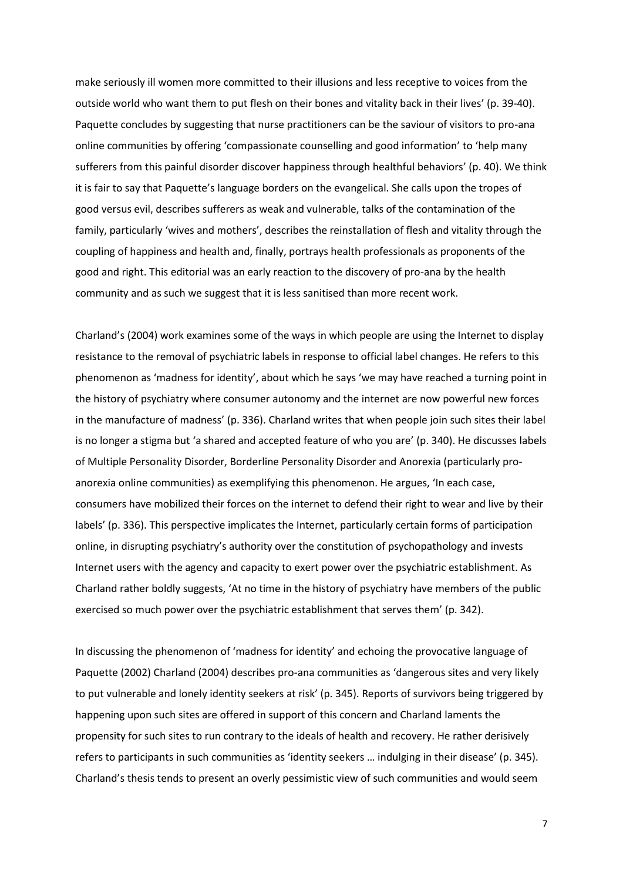make seriously ill women more committed to their illusions and less receptive to voices from the outside world who want them to put flesh on their bones and vitality back in their lives' (p. 39-40). Paquette concludes by suggesting that nurse practitioners can be the saviour of visitors to pro-ana online communities by offering 'compassionate counselling and good information' to 'help many sufferers from this painful disorder discover happiness through healthful behaviors' (p. 40). We think it is fair to say that Paquette's language borders on the evangelical. She calls upon the tropes of good versus evil, describes sufferers as weak and vulnerable, talks of the contamination of the family, particularly 'wives and mothers', describes the reinstallation of flesh and vitality through the coupling of happiness and health and, finally, portrays health professionals as proponents of the good and right. This editorial was an early reaction to the discovery of pro-ana by the health community and as such we suggest that it is less sanitised than more recent work.

Charland's (2004) work examines some of the ways in which people are using the Internet to display resistance to the removal of psychiatric labels in response to official label changes. He refers to this phenomenon as 'madness for identity', about which he says 'we may have reached a turning point in the history of psychiatry where consumer autonomy and the internet are now powerful new forces in the manufacture of madness' (p. 336). Charland writes that when people join such sites their label is no longer a stigma but 'a shared and accepted feature of who you are' (p. 340). He discusses labels of Multiple Personality Disorder, Borderline Personality Disorder and Anorexia (particularly pro-anorexia online communities) as exemplifying this phenomenon. He argues, 'In each case, consumers have mobilized their forces on the internet to defend their right to wear and live by their labels' (p. 336). This perspective implicates the Internet, particularly certain forms of participation online, in disrupting psychiatry's authority over the constitution of psychopathology and invests Internet users with the agency and capacity to exert power over the psychiatric establishment. As Charland rather boldly suggests, 'At no time in the history of psychiatry have members of the public exercised so much power over the psychiatric establishment that serves them' (p. 342).

In discussing the phenomenon of 'madness for identity' and echoing the provocative language of Paquette (2002) Charland (2004) describes pro-ana communities as 'dangerous sites and very likely to put vulnerable and lonely identity seekers at risk' (p. 345). Reports of survivors being triggered by happening upon such sites are offered in support of this concern and Charland laments the propensity for such sites to run contrary to the ideals of health and recovery. He rather derisively refers to participants in such communities as 'identity seekers … indulging in their disease' (p. 345). Charland's thesis tends to present an overly pessimistic view of such communities and would seem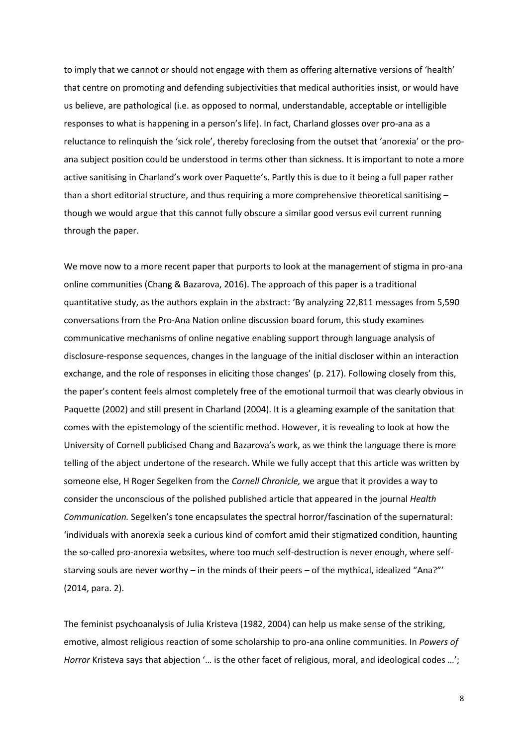to imply that we cannot or should not engage with them as offering alternative versions of 'health' that centre on promoting and defending subjectivities that medical authorities insist, or would have us believe, are pathological (i.e. as opposed to normal, understandable, acceptable or intelligible responses to what is happening in a person's life). In fact, Charland glosses over pro-ana as a reluctance to relinquish the 'sick role', thereby foreclosing from the outset that 'anorexia' or the pro-ana subject position could be understood in terms other than sickness. It is important to note a more active sanitising in Charland's work over Paquette's. Partly this is due to it being a full paper rather than a short editorial structure, and thus requiring a more comprehensive theoretical sanitising – though we would argue that this cannot fully obscure a similar good versus evil current running through the paper.

We move now to a more recent paper that purports to look at the management of stigma in pro-ana online communities (Chang & Bazarova, 2016). The approach of this paper is a traditional quantitative study, as the authors explain in the abstract: 'By analyzing 22,811 messages from 5,590 conversations from the Pro-Ana Nation online discussion board forum, this study examines communicative mechanisms of online negative enabling support through language analysis of disclosure-response sequences, changes in the language of the initial discloser within an interaction exchange, and the role of responses in eliciting those changes' (p. 217). Following closely from this, the paper's content feels almost completely free of the emotional turmoil that was clearly obvious in Paquette (2002) and still present in Charland (2004). It is a gleaming example of the sanitation that comes with the epistemology of the scientific method. However, it is revealing to look at how the University of Cornell publicised Chang and Bazarova's work, as we think the language there is more telling of the abject undertone of the research. While we fully accept that this article was written by someone else, H Roger Segelken from the *Cornell Chronicle,* we argue that it provides a way to consider the unconscious of the polished published article that appeared in the journal *Health Communication.* Segelken's tone encapsulates the spectral horror/fascination of the supernatural: 'individuals with anorexia seek a curious kind of comfort amid their stigmatized condition, haunting the so-called pro-anorexia websites, where too much self-destruction is never enough, where self-starving souls are never worthy – in the minds of their peers – of the mythical, idealized "Ana?"' (2014, para. 2).

The feminist psychoanalysis of Julia Kristeva (1982, 2004) can help us make sense of the striking, emotive, almost religious reaction of some scholarship to pro-ana online communities. In *Powers of Horror* Kristeva says that abjection '… is the other facet of religious, moral, and ideological codes …';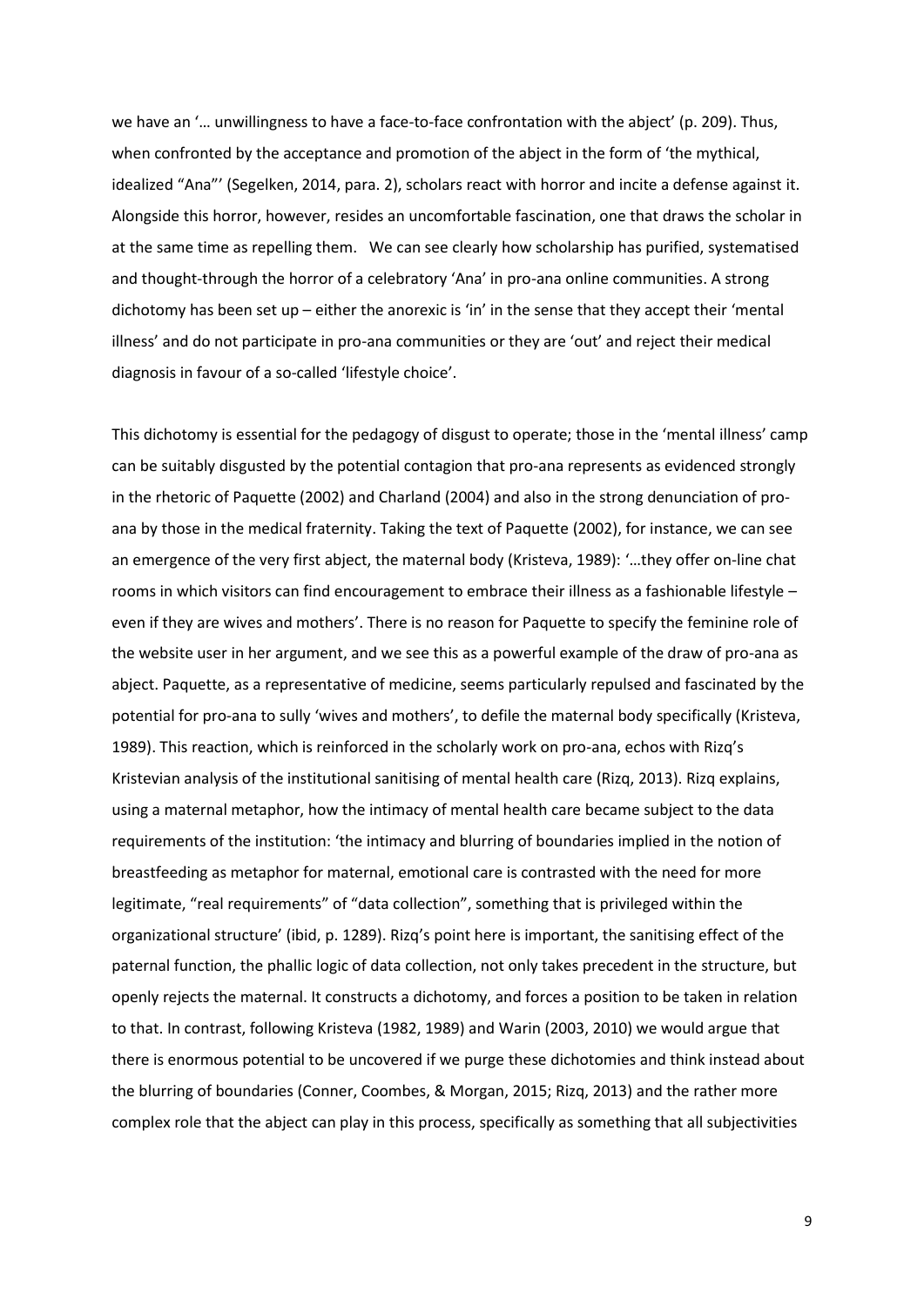we have an '… unwillingness to have a face-to-face confrontation with the abject' (p. 209). Thus, when confronted by the acceptance and promotion of the abject in the form of 'the mythical, idealized "Ana"' (Segelken, 2014, para. 2), scholars react with horror and incite a defense against it. Alongside this horror, however, resides an uncomfortable fascination, one that draws the scholar in at the same time as repelling them. We can see clearly how scholarship has purified, systematised and thought-through the horror of a celebratory 'Ana' in pro-ana online communities. A strong dichotomy has been set up – either the anorexic is 'in' in the sense that they accept their 'mental illness' and do not participate in pro-ana communities or they are 'out' and reject their medical diagnosis in favour of a so-called 'lifestyle choice'.

This dichotomy is essential for the pedagogy of disgust to operate; those in the 'mental illness' camp can be suitably disgusted by the potential contagion that pro-ana represents as evidenced strongly in the rhetoric of Paquette (2002) and Charland (2004) and also in the strong denunciation of pro-ana by those in the medical fraternity. Taking the text of Paquette (2002), for instance, we can see an emergence of the very first abject, the maternal body (Kristeva, 1989): '…they offer on-line chat rooms in which visitors can find encouragement to embrace their illness as a fashionable lifestyle – even if they are wives and mothers'. There is no reason for Paquette to specify the feminine role of the website user in her argument, and we see this as a powerful example of the draw of pro-ana as abject. Paquette, as a representative of medicine, seems particularly repulsed and fascinated by the potential for pro-ana to sully 'wives and mothers', to defile the maternal body specifically (Kristeva, 1989). This reaction, which is reinforced in the scholarly work on pro-ana, echos with Rizq's Kristevian analysis of the institutional sanitising of mental health care (Rizq, 2013). Rizq explains, using a maternal metaphor, how the intimacy of mental health care became subject to the data requirements of the institution: 'the intimacy and blurring of boundaries implied in the notion of breastfeeding as metaphor for maternal, emotional care is contrasted with the need for more legitimate, "real requirements" of "data collection", something that is privileged within the organizational structure' (ibid, p. 1289). Rizq's point here is important, the sanitising effect of the paternal function, the phallic logic of data collection, not only takes precedent in the structure, but openly rejects the maternal. It constructs a dichotomy, and forces a position to be taken in relation to that. In contrast, following Kristeva (1982, 1989) and Warin (2003, 2010) we would argue that there is enormous potential to be uncovered if we purge these dichotomies and think instead about the blurring of boundaries (Conner, Coombes, & Morgan, 2015; Rizq, 2013) and the rather more complex role that the abject can play in this process, specifically as something that all subjectivities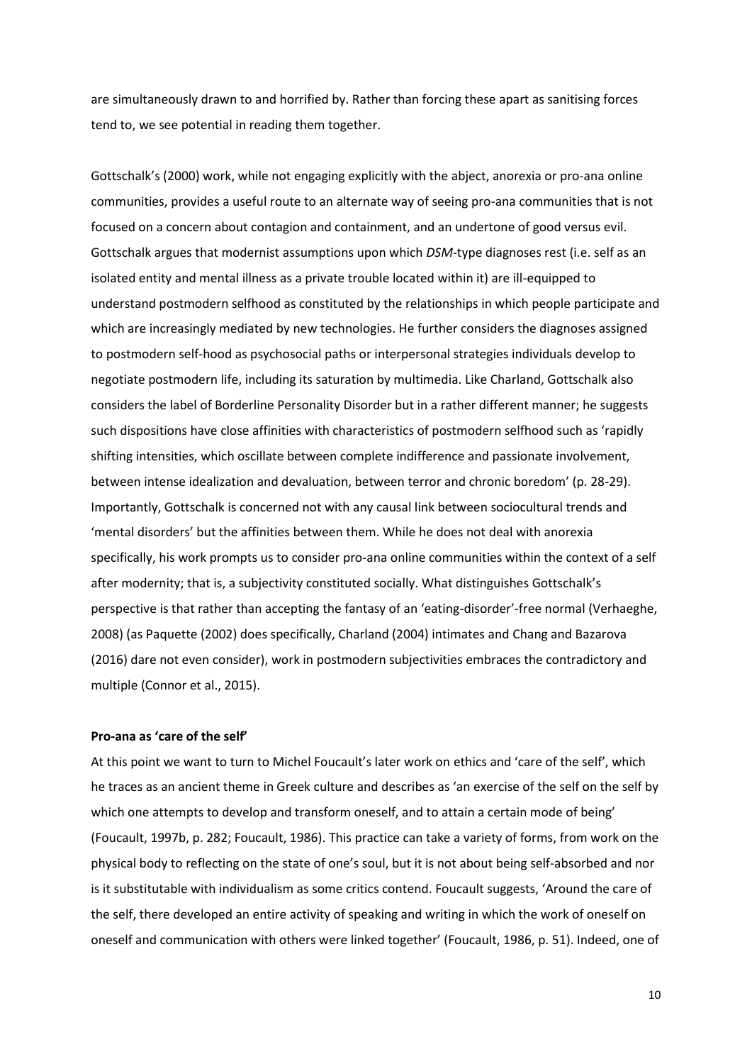are simultaneously drawn to and horrified by. Rather than forcing these apart as sanitising forces tend to, we see potential in reading them together.

Gottschalk's (2000) work, while not engaging explicitly with the abject, anorexia or pro-ana online communities, provides a useful route to an alternate way of seeing pro-ana communities that is not focused on a concern about contagion and containment, and an undertone of good versus evil. Gottschalk argues that modernist assumptions upon which *DSM*-type diagnoses rest (i.e. self as an isolated entity and mental illness as a private trouble located within it) are ill-equipped to understand postmodern selfhood as constituted by the relationships in which people participate and which are increasingly mediated by new technologies. He further considers the diagnoses assigned to postmodern self-hood as psychosocial paths or interpersonal strategies individuals develop to negotiate postmodern life, including its saturation by multimedia. Like Charland, Gottschalk also considers the label of Borderline Personality Disorder but in a rather different manner; he suggests such dispositions have close affinities with characteristics of postmodern selfhood such as 'rapidly shifting intensities, which oscillate between complete indifference and passionate involvement, between intense idealization and devaluation, between terror and chronic boredom' (p. 28-29). Importantly, Gottschalk is concerned not with any causal link between sociocultural trends and 'mental disorders' but the affinities between them. While he does not deal with anorexia specifically, his work prompts us to consider pro-ana online communities within the context of a self after modernity; that is, a subjectivity constituted socially. What distinguishes Gottschalk's perspective is that rather than accepting the fantasy of an 'eating-disorder'-free normal (Verhaeghe, 2008) (as Paquette (2002) does specifically, Charland (2004) intimates and Chang and Bazarova (2016) dare not even consider), work in postmodern subjectivities embraces the contradictory and multiple (Connor et al., 2015).

**Pro-ana as 'care of the self'**

At this point we want to turn to Michel Foucault's later work on ethics and 'care of the self', which he traces as an ancient theme in Greek culture and describes as 'an exercise of the self on the self by which one attempts to develop and transform oneself, and to attain a certain mode of being' (Foucault, 1997b, p. 282; Foucault, 1986). This practice can take a variety of forms, from work on the physical body to reflecting on the state of one's soul, but it is not about being self-absorbed and nor is it substitutable with individualism as some critics contend. Foucault suggests, 'Around the care of the self, there developed an entire activity of speaking and writing in which the work of oneself on oneself and communication with others were linked together' (Foucault, 1986, p. 51). Indeed, one of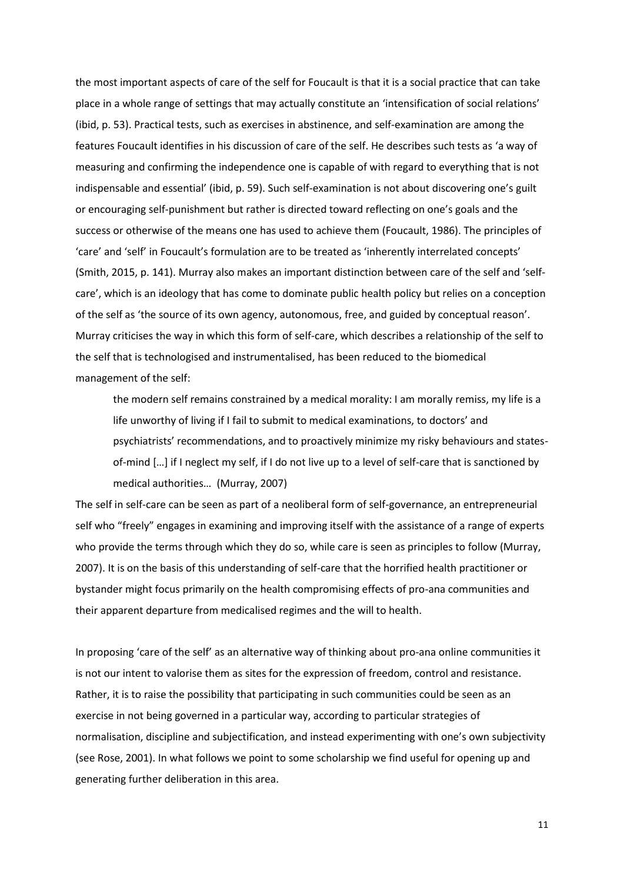the most important aspects of care of the self for Foucault is that it is a social practice that can take place in a whole range of settings that may actually constitute an 'intensification of social relations' (ibid, p. 53). Practical tests, such as exercises in abstinence, and self-examination are among the features Foucault identifies in his discussion of care of the self. He describes such tests as 'a way of measuring and confirming the independence one is capable of with regard to everything that is not indispensable and essential' (ibid, p. 59). Such self-examination is not about discovering one's guilt or encouraging self-punishment but rather is directed toward reflecting on one's goals and the success or otherwise of the means one has used to achieve them (Foucault, 1986). The principles of 'care' and 'self' in Foucault's formulation are to be treated as 'inherently interrelated concepts' (Smith, 2015, p. 141). Murray also makes an important distinction between care of the self and 'self-care', which is an ideology that has come to dominate public health policy but relies on a conception of the self as 'the source of its own agency, autonomous, free, and guided by conceptual reason'. Murray criticises the way in which this form of self-care, which describes a relationship of the self to the self that is technologised and instrumentalised, has been reduced to the biomedical management of the self:

> the modern self remains constrained by a medical morality: I am morally remiss, my life is a life unworthy of living if I fail to submit to medical examinations, to doctors' and psychiatrists' recommendations, and to proactively minimize my risky behaviours and states-of-mind […] if I neglect my self, if I do not live up to a level of self-care that is sanctioned by medical authorities… (Murray, 2007)

The self in self-care can be seen as part of a neoliberal form of self-governance, an entrepreneurial self who "freely" engages in examining and improving itself with the assistance of a range of experts who provide the terms through which they do so, while care is seen as principles to follow (Murray, 2007). It is on the basis of this understanding of self-care that the horrified health practitioner or bystander might focus primarily on the health compromising effects of pro-ana communities and their apparent departure from medicalised regimes and the will to health.

In proposing 'care of the self' as an alternative way of thinking about pro-ana online communities it is not our intent to valorise them as sites for the expression of freedom, control and resistance. Rather, it is to raise the possibility that participating in such communities could be seen as an exercise in not being governed in a particular way, according to particular strategies of normalisation, discipline and subjectification, and instead experimenting with one's own subjectivity (see Rose, 2001). In what follows we point to some scholarship we find useful for opening up and generating further deliberation in this area.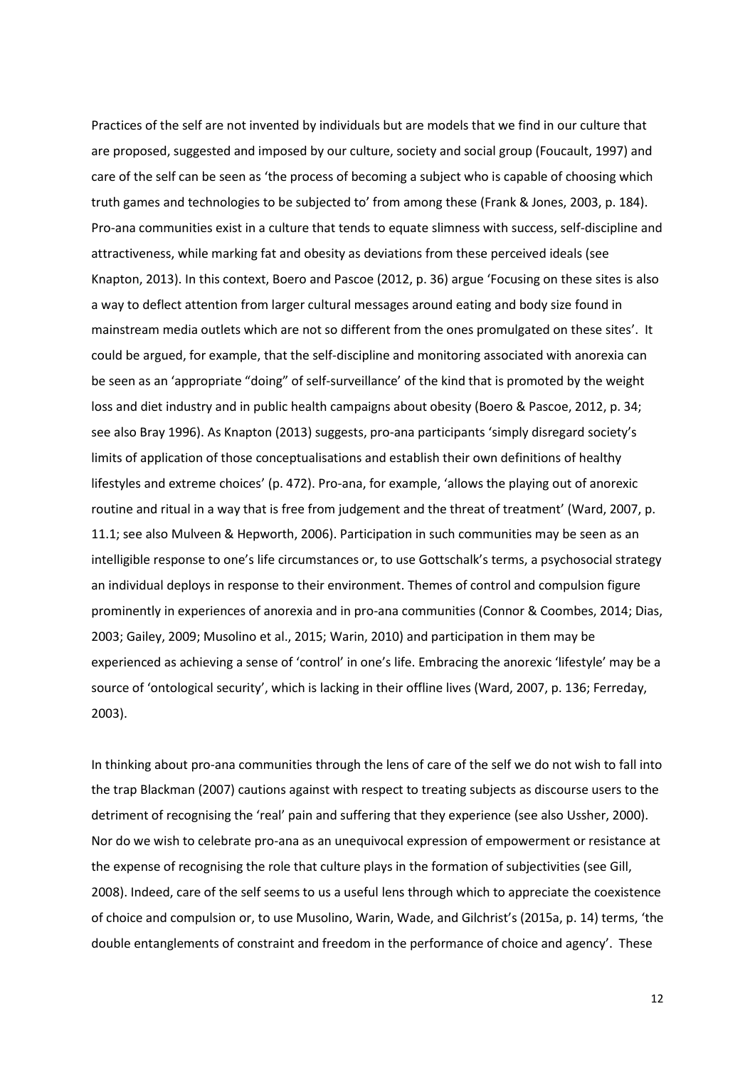Practices of the self are not invented by individuals but are models that we find in our culture that are proposed, suggested and imposed by our culture, society and social group (Foucault, 1997) and care of the self can be seen as 'the process of becoming a subject who is capable of choosing which truth games and technologies to be subjected to' from among these (Frank & Jones, 2003, p. 184). Pro-ana communities exist in a culture that tends to equate slimness with success, self-discipline and attractiveness, while marking fat and obesity as deviations from these perceived ideals (see Knapton, 2013). In this context, Boero and Pascoe (2012, p. 36) argue 'Focusing on these sites is also a way to deflect attention from larger cultural messages around eating and body size found in mainstream media outlets which are not so different from the ones promulgated on these sites'. It could be argued, for example, that the self-discipline and monitoring associated with anorexia can be seen as an 'appropriate "doing" of self-surveillance' of the kind that is promoted by the weight loss and diet industry and in public health campaigns about obesity (Boero & Pascoe, 2012, p. 34; see also Bray 1996). As Knapton (2013) suggests, pro-ana participants 'simply disregard society's limits of application of those conceptualisations and establish their own definitions of healthy lifestyles and extreme choices' (p. 472). Pro-ana, for example, 'allows the playing out of anorexic routine and ritual in a way that is free from judgement and the threat of treatment' (Ward, 2007, p. 11.1; see also Mulveen & Hepworth, 2006). Participation in such communities may be seen as an intelligible response to one's life circumstances or, to use Gottschalk's terms, a psychosocial strategy an individual deploys in response to their environment. Themes of control and compulsion figure prominently in experiences of anorexia and in pro-ana communities (Connor & Coombes, 2014; Dias, 2003; Gailey, 2009; Musolino et al., 2015; Warin, 2010) and participation in them may be experienced as achieving a sense of 'control' in one's life. Embracing the anorexic 'lifestyle' may be a source of 'ontological security', which is lacking in their offline lives (Ward, 2007, p. 136; Ferreday, 2003).

In thinking about pro-ana communities through the lens of care of the self we do not wish to fall into the trap Blackman (2007) cautions against with respect to treating subjects as discourse users to the detriment of recognising the 'real' pain and suffering that they experience (see also Ussher, 2000). Nor do we wish to celebrate pro-ana as an unequivocal expression of empowerment or resistance at the expense of recognising the role that culture plays in the formation of subjectivities (see Gill, 2008). Indeed, care of the self seems to us a useful lens through which to appreciate the coexistence of choice and compulsion or, to use Musolino, Warin, Wade, and Gilchrist's (2015a, p. 14) terms, 'the double entanglements of constraint and freedom in the performance of choice and agency'. These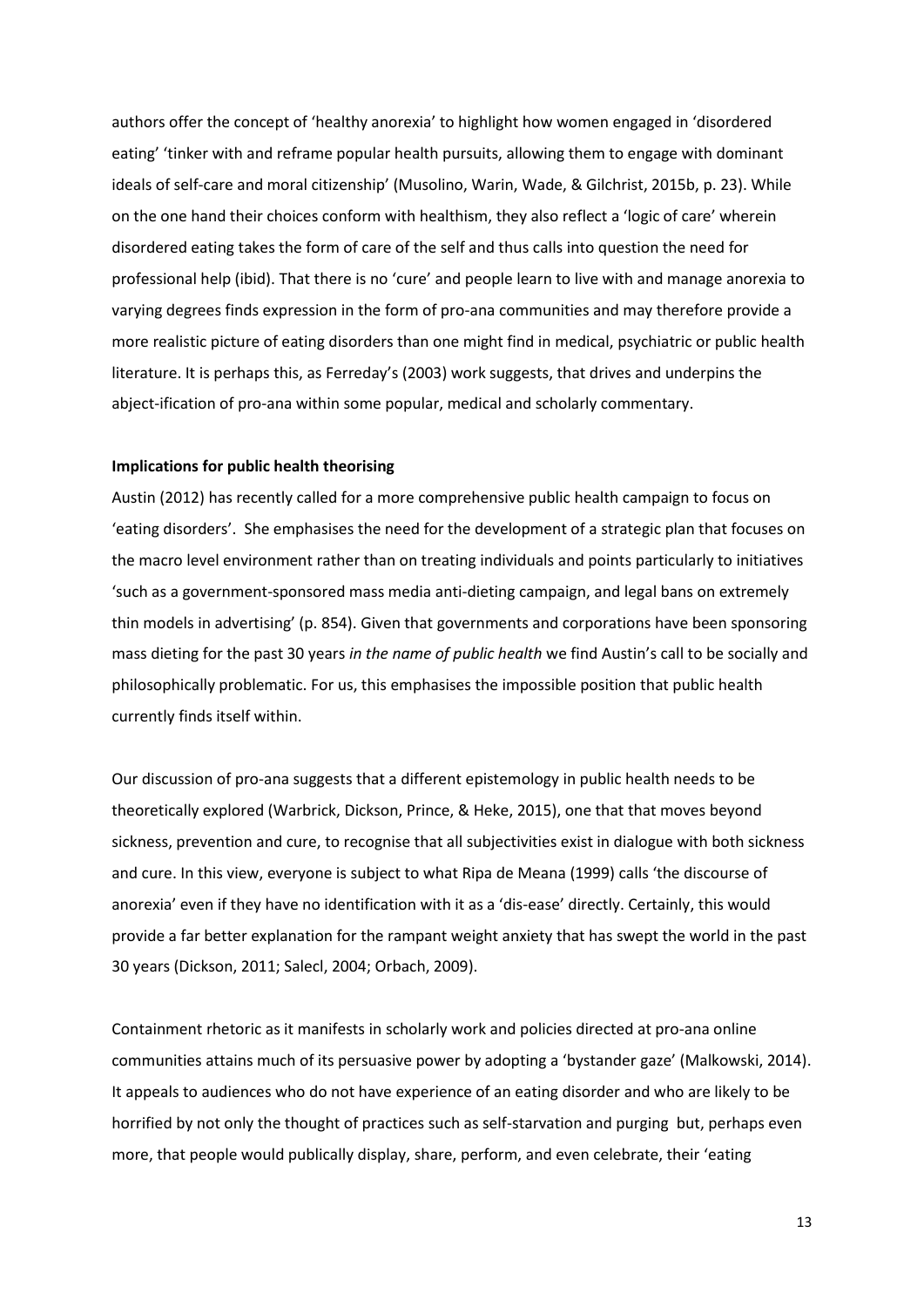authors offer the concept of 'healthy anorexia' to highlight how women engaged in 'disordered eating' 'tinker with and reframe popular health pursuits, allowing them to engage with dominant ideals of self-care and moral citizenship' (Musolino, Warin, Wade, & Gilchrist, 2015b, p. 23). While on the one hand their choices conform with healthism, they also reflect a 'logic of care' wherein disordered eating takes the form of care of the self and thus calls into question the need for professional help (ibid). That there is no 'cure' and people learn to live with and manage anorexia to varying degrees finds expression in the form of pro-ana communities and may therefore provide a more realistic picture of eating disorders than one might find in medical, psychiatric or public health literature. It is perhaps this, as Ferreday's (2003) work suggests, that drives and underpins the abject-ification of pro-ana within some popular, medical and scholarly commentary.

**Implications for public health theorising**

Austin (2012) has recently called for a more comprehensive public health campaign to focus on 'eating disorders'. She emphasises the need for the development of a strategic plan that focuses on the macro level environment rather than on treating individuals and points particularly to initiatives 'such as a government-sponsored mass media anti-dieting campaign, and legal bans on extremely thin models in advertising' (p. 854). Given that governments and corporations have been sponsoring mass dieting for the past 30 years *in the name of public health* we find Austin's call to be socially and philosophically problematic. For us, this emphasises the impossible position that public health currently finds itself within.

Our discussion of pro-ana suggests that a different epistemology in public health needs to be theoretically explored (Warbrick, Dickson, Prince, & Heke, 2015), one that that moves beyond sickness, prevention and cure, to recognise that all subjectivities exist in dialogue with both sickness and cure. In this view, everyone is subject to what Ripa de Meana (1999) calls 'the discourse of anorexia' even if they have no identification with it as a 'dis-ease' directly. Certainly, this would provide a far better explanation for the rampant weight anxiety that has swept the world in the past 30 years (Dickson, 2011; Salecl, 2004; Orbach, 2009).

Containment rhetoric as it manifests in scholarly work and policies directed at pro-ana online communities attains much of its persuasive power by adopting a 'bystander gaze' (Malkowski, 2014). It appeals to audiences who do not have experience of an eating disorder and who are likely to be horrified by not only the thought of practices such as self-starvation and purging but, perhaps even more, that people would publically display, share, perform, and even celebrate, their 'eating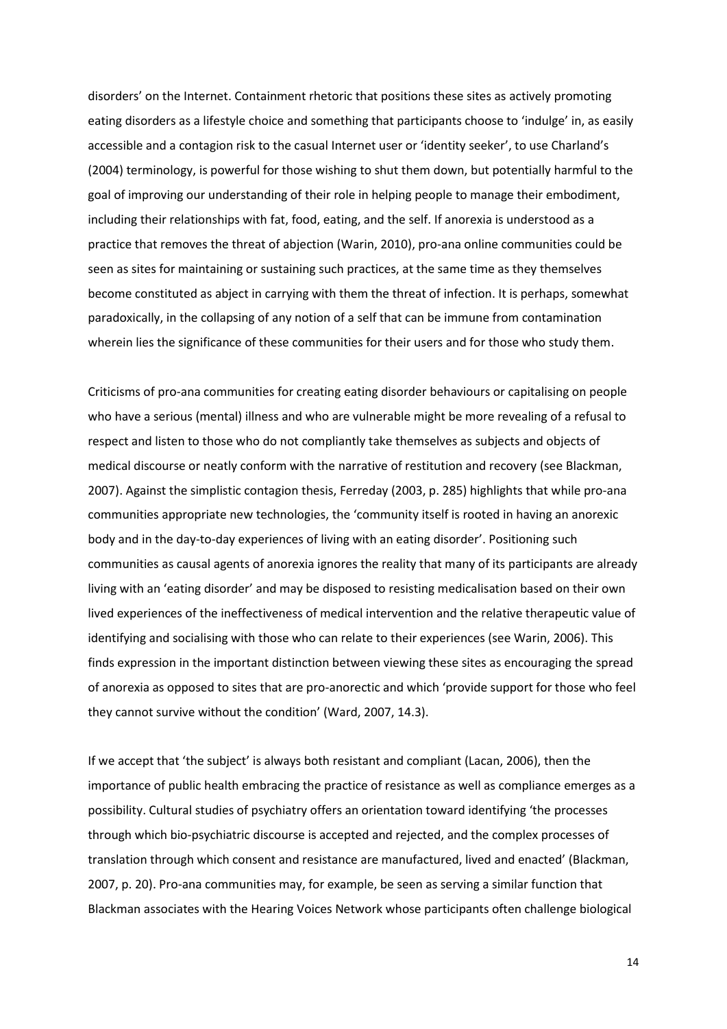disorders' on the Internet. Containment rhetoric that positions these sites as actively promoting eating disorders as a lifestyle choice and something that participants choose to 'indulge' in, as easily accessible and a contagion risk to the casual Internet user or 'identity seeker', to use Charland's (2004) terminology, is powerful for those wishing to shut them down, but potentially harmful to the goal of improving our understanding of their role in helping people to manage their embodiment, including their relationships with fat, food, eating, and the self. If anorexia is understood as a practice that removes the threat of abjection (Warin, 2010), pro-ana online communities could be seen as sites for maintaining or sustaining such practices, at the same time as they themselves become constituted as abject in carrying with them the threat of infection. It is perhaps, somewhat paradoxically, in the collapsing of any notion of a self that can be immune from contamination wherein lies the significance of these communities for their users and for those who study them.

Criticisms of pro-ana communities for creating eating disorder behaviours or capitalising on people who have a serious (mental) illness and who are vulnerable might be more revealing of a refusal to respect and listen to those who do not compliantly take themselves as subjects and objects of medical discourse or neatly conform with the narrative of restitution and recovery (see Blackman, 2007). Against the simplistic contagion thesis, Ferreday (2003, p. 285) highlights that while pro-ana communities appropriate new technologies, the 'community itself is rooted in having an anorexic body and in the day-to-day experiences of living with an eating disorder'. Positioning such communities as causal agents of anorexia ignores the reality that many of its participants are already living with an 'eating disorder' and may be disposed to resisting medicalisation based on their own lived experiences of the ineffectiveness of medical intervention and the relative therapeutic value of identifying and socialising with those who can relate to their experiences (see Warin, 2006). This finds expression in the important distinction between viewing these sites as encouraging the spread of anorexia as opposed to sites that are pro-anorectic and which 'provide support for those who feel they cannot survive without the condition' (Ward, 2007, 14.3).

If we accept that 'the subject' is always both resistant and compliant (Lacan, 2006), then the importance of public health embracing the practice of resistance as well as compliance emerges as a possibility. Cultural studies of psychiatry offers an orientation toward identifying 'the processes through which bio-psychiatric discourse is accepted and rejected, and the complex processes of translation through which consent and resistance are manufactured, lived and enacted' (Blackman, 2007, p. 20). Pro-ana communities may, for example, be seen as serving a similar function that Blackman associates with the Hearing Voices Network whose participants often challenge biological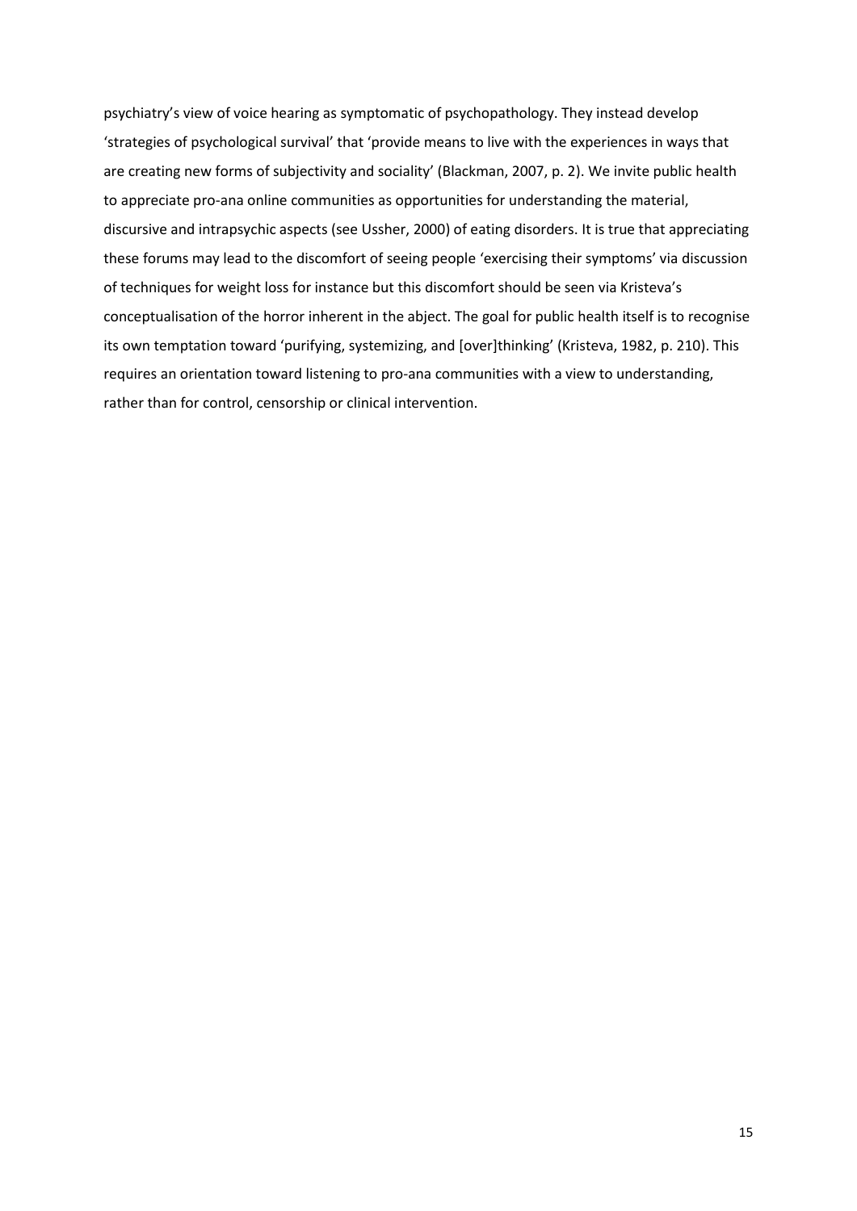psychiatry's view of voice hearing as symptomatic of psychopathology. They instead develop 'strategies of psychological survival' that 'provide means to live with the experiences in ways that are creating new forms of subjectivity and sociality' (Blackman, 2007, p. 2). We invite public health to appreciate pro-ana online communities as opportunities for understanding the material, discursive and intrapsychic aspects (see Ussher, 2000) of eating disorders. It is true that appreciating these forums may lead to the discomfort of seeing people 'exercising their symptoms' via discussion of techniques for weight loss for instance but this discomfort should be seen via Kristeva's conceptualisation of the horror inherent in the abject. The goal for public health itself is to recognise its own temptation toward 'purifying, systemizing, and [over]thinking' (Kristeva, 1982, p. 210). This requires an orientation toward listening to pro-ana communities with a view to understanding, rather than for control, censorship or clinical intervention.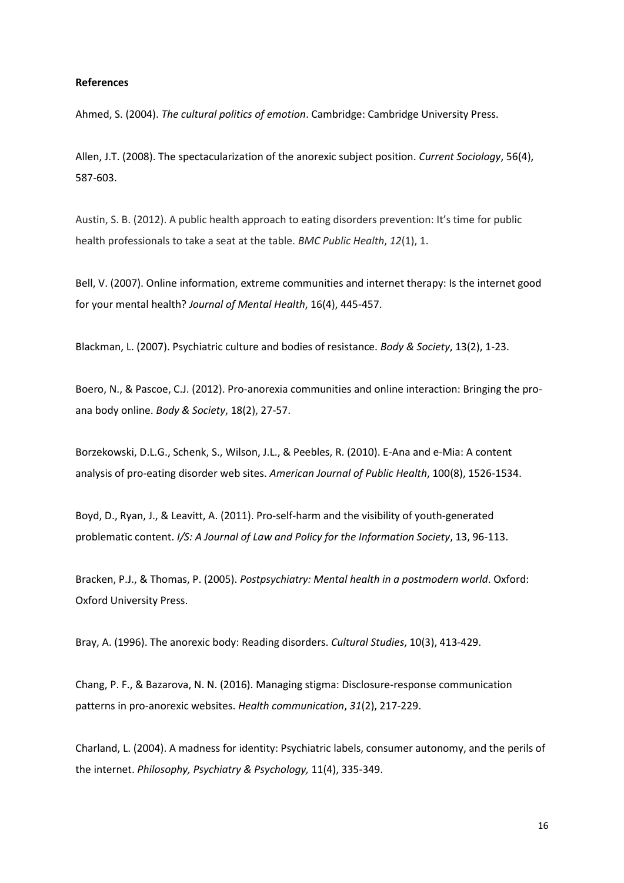**References**

Ahmed, S. (2004). *The cultural politics of emotion*. Cambridge: Cambridge University Press.

Allen, J.T. (2008). The spectacularization of the anorexic subject position. *Current Sociology*, 56(4), 587-603.

Austin, S. B. (2012). A public health approach to eating disorders prevention: It's time for public health professionals to take a seat at the table. *BMC Public Health*, *12*(1), 1.

Bell, V. (2007). Online information, extreme communities and internet therapy: Is the internet good for your mental health? *Journal of Mental Health*, 16(4), 445-457.

Blackman, L. (2007). Psychiatric culture and bodies of resistance. *Body & Society*, 13(2), 1-23.

Boero, N., & Pascoe, C.J. (2012). Pro-anorexia communities and online interaction: Bringing the pro-ana body online. *Body & Society*, 18(2), 27-57.

Borzekowski, D.L.G., Schenk, S., Wilson, J.L., & Peebles, R. (2010). E-Ana and e-Mia: A content analysis of pro-eating disorder web sites. *American Journal of Public Health*, 100(8), 1526-1534.

Boyd, D., Ryan, J., & Leavitt, A. (2011). Pro-self-harm and the visibility of youth-generated problematic content. *I/S: A Journal of Law and Policy for the Information Society*, 13, 96-113.

Bracken, P.J., & Thomas, P. (2005). *Postpsychiatry: Mental health in a postmodern world*. Oxford: Oxford University Press.

Bray, A. (1996). The anorexic body: Reading disorders. *Cultural Studies*, 10(3), 413-429.

Chang, P. F., & Bazarova, N. N. (2016). Managing stigma: Disclosure-response communication patterns in pro-anorexic websites. *Health communication*, *31*(2), 217-229.

Charland, L. (2004). A madness for identity: Psychiatric labels, consumer autonomy, and the perils of the internet. *Philosophy, Psychiatry & Psychology,* 11(4), 335-349.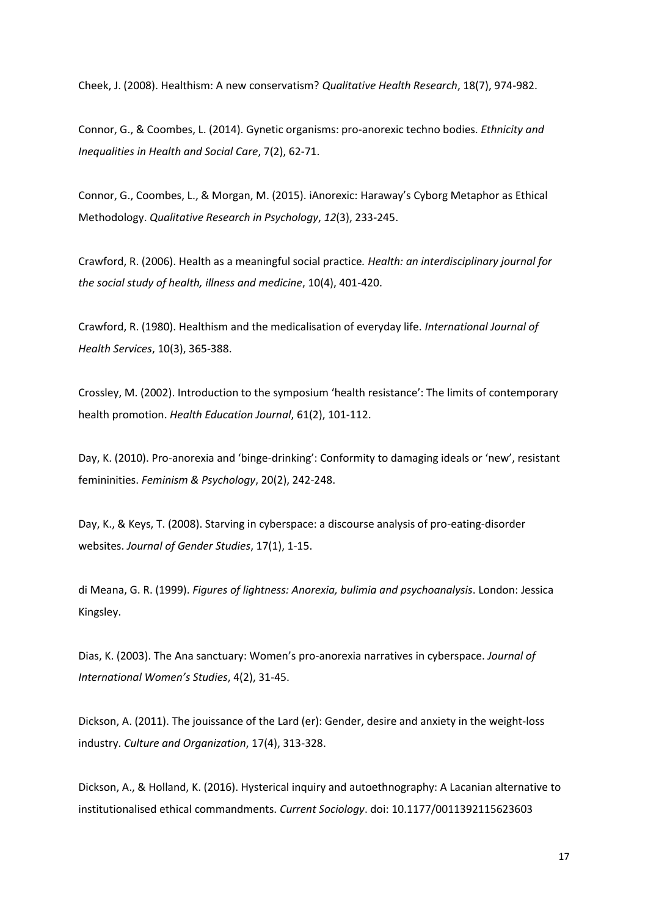Cheek, J. (2008). Healthism: A new conservatism? *Qualitative Health Research*, 18(7), 974-982.

Connor, G., & Coombes, L. (2014). Gynetic organisms: pro-anorexic techno bodies. *Ethnicity and Inequalities in Health and Social Care*, 7(2), 62-71.

Connor, G., Coombes, L., & Morgan, M. (2015). iAnorexic: Haraway's Cyborg Metaphor as Ethical Methodology. *Qualitative Research in Psychology*, *12*(3), 233-245.

Crawford, R. (2006). Health as a meaningful social practice*. Health: an interdisciplinary journal for the social study of health, illness and medicine*, 10(4), 401-420.

Crawford, R. (1980). Healthism and the medicalisation of everyday life. *International Journal of Health Services*, 10(3), 365-388.

Crossley, M. (2002). Introduction to the symposium 'health resistance': The limits of contemporary health promotion. *Health Education Journal*, 61(2), 101-112.

Day, K. (2010). Pro-anorexia and 'binge-drinking': Conformity to damaging ideals or 'new', resistant femininities. *Feminism & Psychology*, 20(2), 242-248.

Day, K., & Keys, T. (2008). Starving in cyberspace: a discourse analysis of pro-eating-disorder websites. *Journal of Gender Studies*, 17(1), 1-15.

di Meana, G. R. (1999). *Figures of lightness: Anorexia, bulimia and psychoanalysis*. London: Jessica Kingsley.

Dias, K. (2003). The Ana sanctuary: Women's pro-anorexia narratives in cyberspace. *Journal of International Women's Studies*, 4(2), 31-45.

Dickson, A. (2011). The jouissance of the Lard (er): Gender, desire and anxiety in the weight-loss industry. *Culture and Organization*, 17(4), 313-328.

Dickson, A., & Holland, K. (2016). Hysterical inquiry and autoethnography: A Lacanian alternative to institutionalised ethical commandments. *Current Sociology*. doi: 10.1177/0011392115623603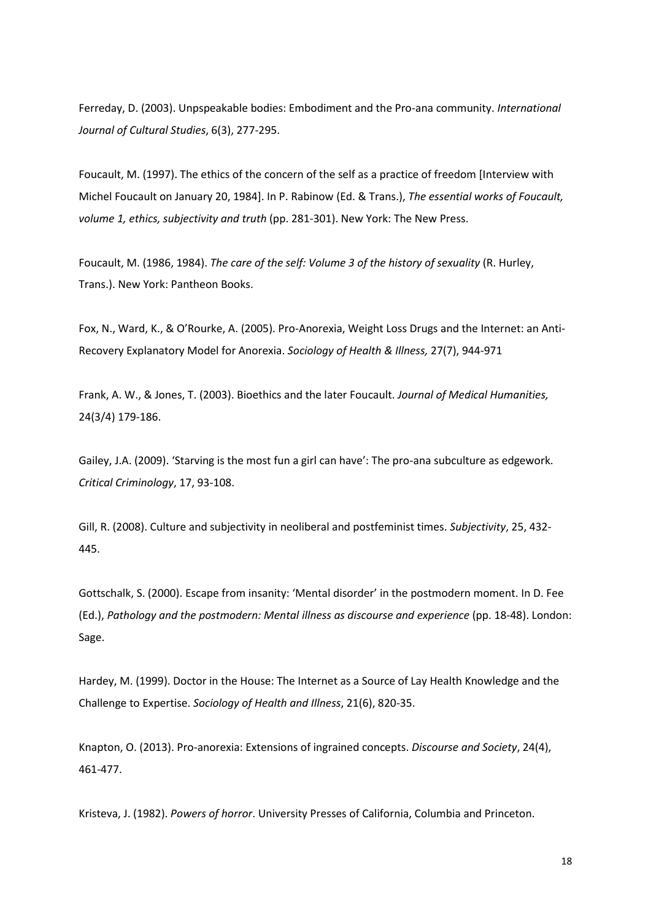Ferreday, D. (2003). Unpspeakable bodies: Embodiment and the Pro-ana community. *International Journal of Cultural Studies*, 6(3), 277-295.

Foucault, M. (1997). The ethics of the concern of the self as a practice of freedom [Interview with Michel Foucault on January 20, 1984]. In P. Rabinow (Ed. & Trans.), *The essential works of Foucault, volume 1, ethics, subjectivity and truth* (pp. 281-301). New York: The New Press.

Foucault, M. (1986, 1984). *The care of the self: Volume 3 of the history of sexuality* (R. Hurley, Trans.). New York: Pantheon Books.

Fox, N., Ward, K., & O'Rourke, A. (2005). Pro-Anorexia, Weight Loss Drugs and the Internet: an Anti-Recovery Explanatory Model for Anorexia. *Sociology of Health & Illness,* 27(7), 944-971

Frank, A. W., & Jones, T. (2003). Bioethics and the later Foucault. *Journal of Medical Humanities,* 24(3/4) 179-186.

Gailey, J.A. (2009). 'Starving is the most fun a girl can have': The pro-ana subculture as edgework. *Critical Criminology*, 17, 93-108.

Gill, R. (2008). Culture and subjectivity in neoliberal and postfeminist times. *Subjectivity*, 25, 432-445.

Gottschalk, S. (2000). Escape from insanity: 'Mental disorder' in the postmodern moment. In D. Fee (Ed.), *Pathology and the postmodern: Mental illness as discourse and experience* (pp. 18-48). London: Sage.

Hardey, M. (1999). Doctor in the House: The Internet as a Source of Lay Health Knowledge and the Challenge to Expertise. *Sociology of Health and Illness*, 21(6), 820-35.

Knapton, O. (2013). Pro-anorexia: Extensions of ingrained concepts. *Discourse and Society*, 24(4), 461-477.

Kristeva, J. (1982). *Powers of horror*. University Presses of California, Columbia and Princeton.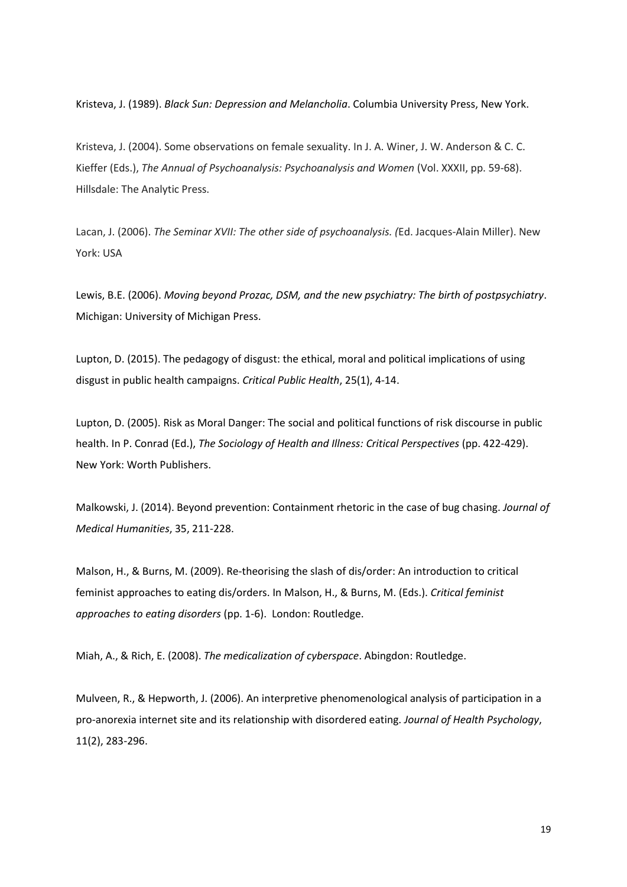Kristeva, J. (1989). *Black Sun: Depression and Melancholia*. Columbia University Press, New York.

Kristeva, J. (2004). Some observations on female sexuality. In J. A. Winer, J. W. Anderson & C. C. Kieffer (Eds.), *The Annual of Psychoanalysis: Psychoanalysis and Women* (Vol. XXXII, pp. 59-68). Hillsdale: The Analytic Press.

Lacan, J. (2006). *The Seminar XVII: The other side of psychoanalysis. (*Ed. Jacques-Alain Miller). New York: USA

Lewis, B.E. (2006). *Moving beyond Prozac, DSM, and the new psychiatry: The birth of postpsychiatry*. Michigan: University of Michigan Press.

Lupton, D. (2015). The pedagogy of disgust: the ethical, moral and political implications of using disgust in public health campaigns. *Critical Public Health*, 25(1), 4-14.

Lupton, D. (2005). Risk as Moral Danger: The social and political functions of risk discourse in public health. In P. Conrad (Ed.), *The Sociology of Health and Illness: Critical Perspectives* (pp. 422-429). New York: Worth Publishers.

Malkowski, J. (2014). Beyond prevention: Containment rhetoric in the case of bug chasing. *Journal of Medical Humanities*, 35, 211-228.

Malson, H., & Burns, M. (2009). Re-theorising the slash of dis/order: An introduction to critical feminist approaches to eating dis/orders. In Malson, H., & Burns, M. (Eds.). *Critical feminist approaches to eating disorders* (pp. 1-6). London: Routledge.

Miah, A., & Rich, E. (2008). *The medicalization of cyberspace*. Abingdon: Routledge.

Mulveen, R., & Hepworth, J. (2006). An interpretive phenomenological analysis of participation in a pro-anorexia internet site and its relationship with disordered eating. *Journal of Health Psychology*, 11(2), 283-296.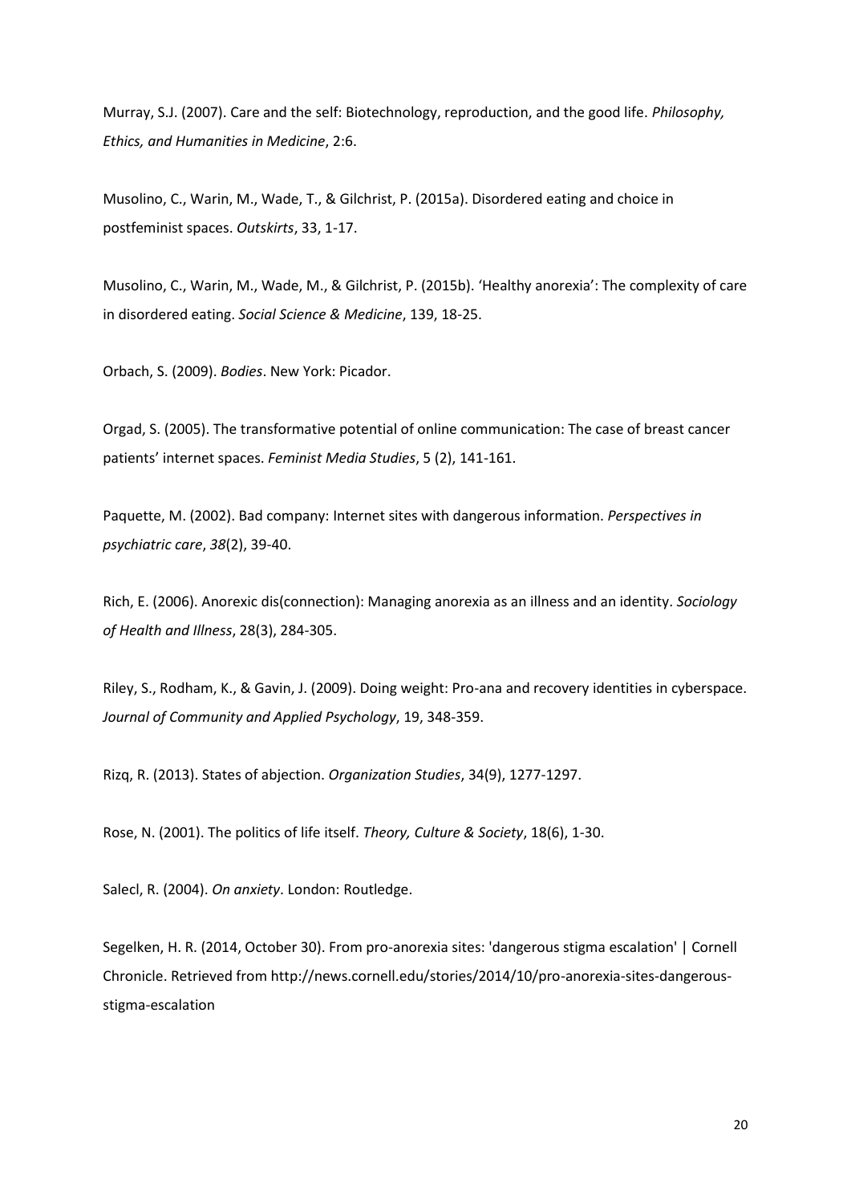Murray, S.J. (2007). Care and the self: Biotechnology, reproduction, and the good life. *Philosophy, Ethics, and Humanities in Medicine*, 2:6.

Musolino, C., Warin, M., Wade, T., & Gilchrist, P. (2015a). Disordered eating and choice in postfeminist spaces. *Outskirts*, 33, 1-17.

Musolino, C., Warin, M., Wade, M., & Gilchrist, P. (2015b). 'Healthy anorexia': The complexity of care in disordered eating. *Social Science & Medicine*, 139, 18-25.

Orbach, S. (2009). *Bodies*. New York: Picador.

Orgad, S. (2005). The transformative potential of online communication: The case of breast cancer patients' internet spaces. *Feminist Media Studies*, 5 (2), 141-161.

Paquette, M. (2002). Bad company: Internet sites with dangerous information. *Perspectives in psychiatric care*, *38*(2), 39-40.

Rich, E. (2006). Anorexic dis(connection): Managing anorexia as an illness and an identity. *Sociology of Health and Illness*, 28(3), 284-305.

Riley, S., Rodham, K., & Gavin, J. (2009). Doing weight: Pro-ana and recovery identities in cyberspace. *Journal of Community and Applied Psychology*, 19, 348-359.

Rizq, R. (2013). States of abjection. *Organization Studies*, 34(9), 1277-1297.

Rose, N. (2001). The politics of life itself. *Theory, Culture & Society*, 18(6), 1-30.

Salecl, R. (2004). *On anxiety*. London: Routledge.

Segelken, H. R. (2014, October 30). From pro-anorexia sites: 'dangerous stigma escalation' | Cornell Chronicle. Retrieved from http://news.cornell.edu/stories/2014/10/pro-anorexia-sites-dangerous-stigma-escalation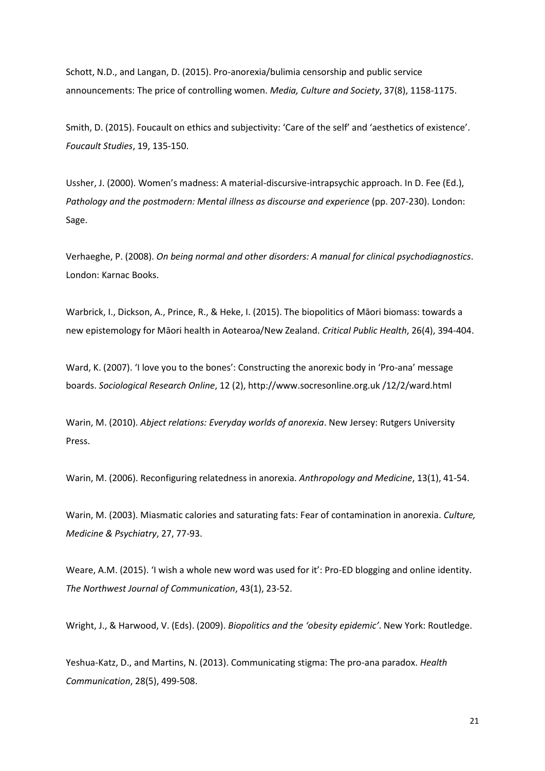Schott, N.D., and Langan, D. (2015). Pro-anorexia/bulimia censorship and public service announcements: The price of controlling women. *Media, Culture and Society*, 37(8), 1158-1175.

Smith, D. (2015). Foucault on ethics and subjectivity: 'Care of the self' and 'aesthetics of existence'. *Foucault Studies*, 19, 135-150.

Ussher, J. (2000). Women's madness: A material-discursive-intrapsychic approach. In D. Fee (Ed.), *Pathology and the postmodern: Mental illness as discourse and experience* (pp. 207-230). London: Sage.

Verhaeghe, P. (2008). *On being normal and other disorders: A manual for clinical psychodiagnostics*. London: Karnac Books.

Warbrick, I., Dickson, A., Prince, R., & Heke, I. (2015). The biopolitics of Māori biomass: towards a new epistemology for Māori health in Aotearoa/New Zealand. *Critical Public Health*, 26(4), 394-404.

Ward, K. (2007). 'I love you to the bones': Constructing the anorexic body in 'Pro-ana' message boards. *Sociological Research Online*, 12 (2), http://www.socresonline.org.uk /12/2/ward.html

Warin, M. (2010). *Abject relations: Everyday worlds of anorexia*. New Jersey: Rutgers University Press.

Warin, M. (2006). Reconfiguring relatedness in anorexia. *Anthropology and Medicine*, 13(1), 41-54.

Warin, M. (2003). Miasmatic calories and saturating fats: Fear of contamination in anorexia. *Culture, Medicine & Psychiatry*, 27, 77-93.

Weare, A.M. (2015). 'I wish a whole new word was used for it': Pro-ED blogging and online identity. *The Northwest Journal of Communication*, 43(1), 23-52.

Wright, J., & Harwood, V. (Eds). (2009). *Biopolitics and the 'obesity epidemic'*. New York: Routledge.

Yeshua-Katz, D., and Martins, N. (2013). Communicating stigma: The pro-ana paradox. *Health Communication*, 28(5), 499-508.